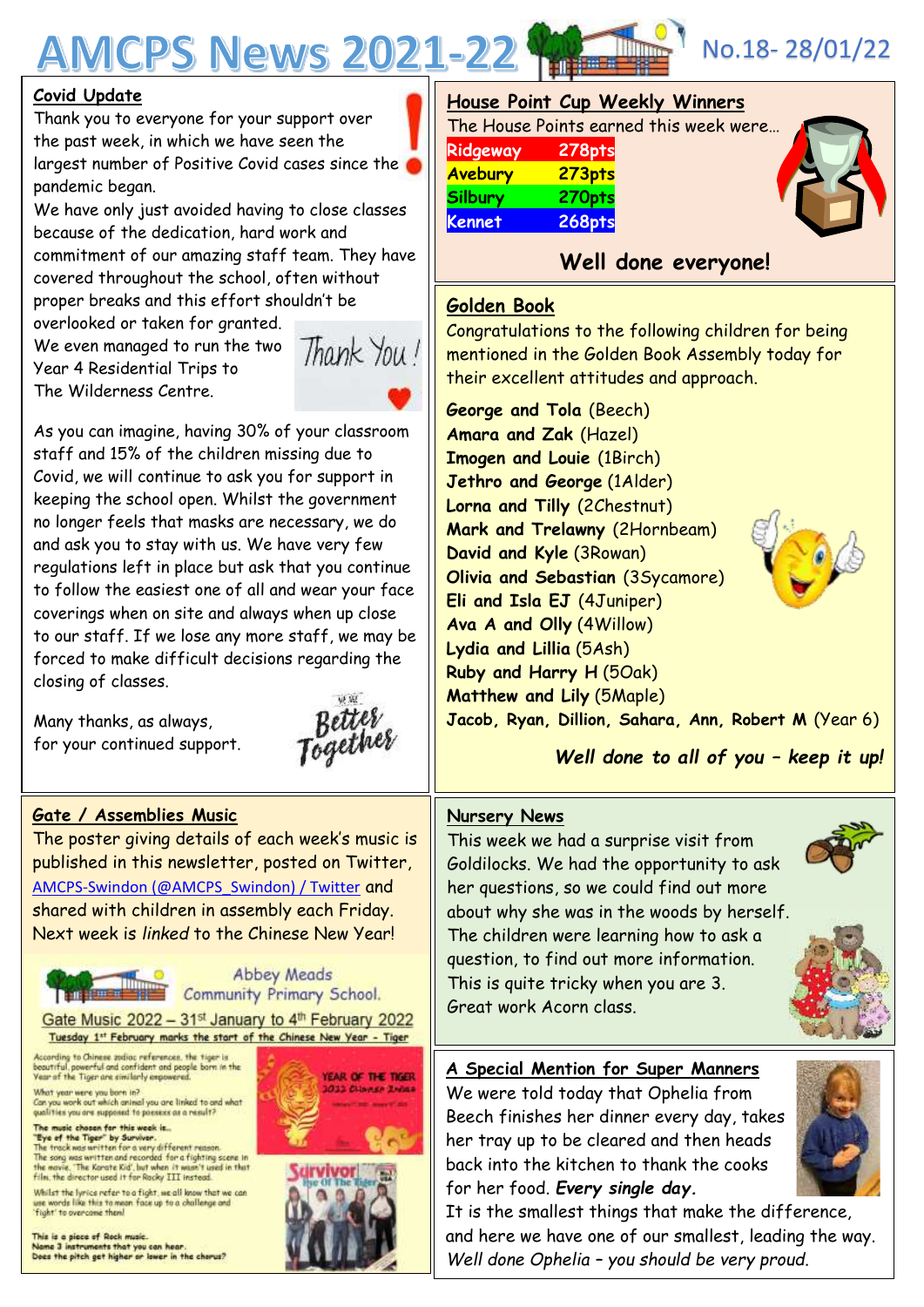# AMCPS News 2021-22

No.18- 28/01/22

## Covid Update

Thank you to everyone for your support over the past week, in which we have seen the largest number of Positive Covid cases since the pandemic began.

We have only just avoided having to close classes because of the dedication, hard work and commitment of our amazing staff team. They have covered throughout the school, often without proper breaks and this effort shouldn't be overlooked or taken for granted.

We even managed to run the two Year 4 Residential Trips to The Wilderness Centre.

As you can imagine, having 30% of your classroom staff and 15% of the children missing due to Covid, we will continue to ask you for support in keeping the school open. Whilst the government no longer feels that masks are necessary, we do and ask you to stay with us. We have very few regulations left in place but ask that you continue to follow the easiest one of all and wear your face coverings when on site and always when up close to our staff. If we lose any more staff, we may be forced to make difficult decisions regarding the closing of classes.

Many thanks, as always,
for your continued support.

## Gate / Assemblies Music

The poster giving details of each week's music is published in this newsletter, posted on Twitter, AMCPS-Swindon (@AMCPS_Swindon) / Twitter and shared with children in assembly each Friday. Next week is *linked* to the Chinese New Year!

Abbey Meads Community Primary School.

Gate Music 2022 – 31st January to 4th February 2022

Tuesday 1st February marks the start of the Chinese New Year - Tiger

According to Chinese zodiac references, the tiger is beautiful, powerful and confident and people born in the Year of the Tiger are similarly empowered.

What year were you born in?
Can you work out which animal you are linked to and what qualities you are supposed to possess as a result?

The music chosen for this week is…
"Eye of the Tiger" by Survivor.
The track was written for a very different reason. The song was written and recorded for a fighting scene in the movie, 'The Karate Kid', but when it wasn't used in that film, the director used it for Rocky III instead.

Whilst the lyrics refer to a fight, we all know that we can use words like this to mean face up to a challenge and 'fight' to overcome them!

This is a piece of Rock music.
Name 3 instruments that you can hear.
Does the pitch get higher or lower in the chorus?

## House Point Cup Weekly Winners

The House Points earned this week were…

| House | Points |
|---|---|
| Ridgeway | 278pts |
| Avebury | 273pts |
| Silbury | 270pts |
| Kennet | 268pts |

**Well done everyone!**

## Golden Book

Congratulations to the following children for being mentioned in the Golden Book Assembly today for their excellent attitudes and approach.

**George and Tola** (Beech)
**Amara and Zak** (Hazel)
**Imogen and Louie** (1Birch)
**Jethro and George** (1Alder)
**Lorna and Tilly** (2Chestnut)
**Mark and Trelawny** (2Hornbeam)
**David and Kyle** (3Rowan)
**Olivia and Sebastian** (3Sycamore)
**Eli and Isla EJ** (4Juniper)
**Ava A and Olly** (4Willow)
**Lydia and Lillia** (5Ash)
**Ruby and Harry H** (5Oak)
**Matthew and Lily** (5Maple)
**Jacob, Ryan, Dillion, Sahara, Ann, Robert M** (Year 6)

***Well done to all of you – keep it up!***

## Nursery News

This week we had a surprise visit from Goldilocks. We had the opportunity to ask her questions, so we could find out more about why she was in the woods by herself. The children were learning how to ask a question, to find out more information. This is quite tricky when you are 3. Great work Acorn class.

## A Special Mention for Super Manners

We were told today that Ophelia from Beech finishes her dinner every day, takes her tray up to be cleared and then heads back into the kitchen to thank the cooks for her food. ***Every single day.***

It is the smallest things that make the difference, and here we have one of our smallest, leading the way.

*Well done Ophelia – you should be very proud.*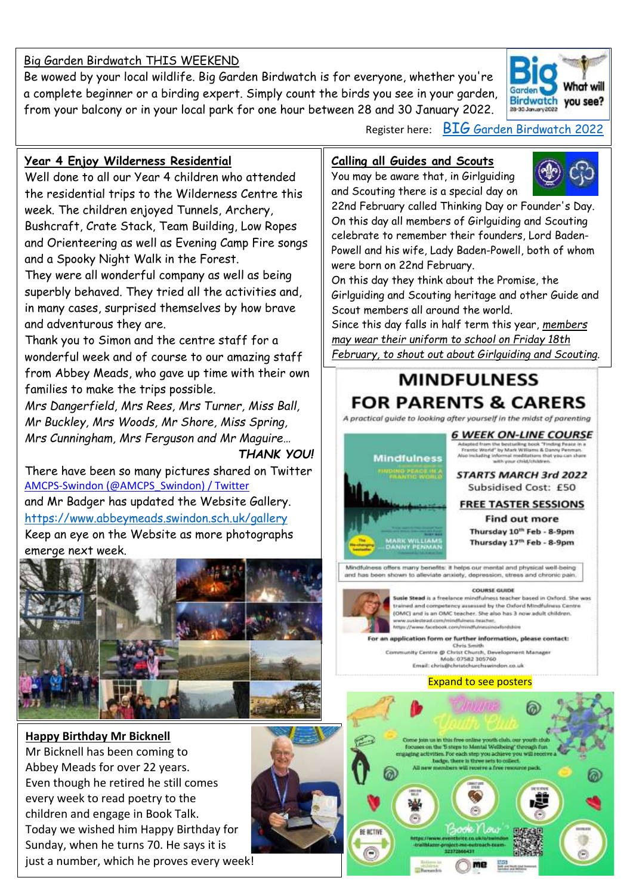## Big Garden Birdwatch THIS WEEKEND

Be wowed by your local wildlife. Big Garden Birdwatch is for everyone, whether you're a complete beginner or a birding expert. Simply count the birds you see in your garden, from your balcony or in your local park for one hour between 28 and 30 January 2022.

Big Garden Birdwatch 28-30 January 2022 What will you see?

Register here: BIG Garden Birdwatch 2022

## Year 4 Enjoy Wilderness Residential

Well done to all our Year 4 children who attended the residential trips to the Wilderness Centre this week. The children enjoyed Tunnels, Archery, Bushcraft, Crate Stack, Team Building, Low Ropes and Orienteering as well as Evening Camp Fire songs and a Spooky Night Walk in the Forest.

They were all wonderful company as well as being superbly behaved. They tried all the activities and, in many cases, surprised themselves by how brave and adventurous they are.

Thank you to Simon and the centre staff for a wonderful week and of course to our amazing staff from Abbey Meads, who gave up time with their own families to make the trips possible.

*Mrs Dangerfield, Mrs Rees, Mrs Turner, Miss Ball, Mr Buckley, Mrs Woods, Mr Shore, Miss Spring, Mrs Cunningham, Mrs Ferguson and Mr Maguire…*

***THANK YOU!***

There have been so many pictures shared on Twitter AMCPS-Swindon (@AMCPS_Swindon) / Twitter and Mr Badger has updated the Website Gallery. https://www.abbeymeads.swindon.sch.uk/gallery

Keep an eye on the Website as more photographs emerge next week.

## Calling all Guides and Scouts

You may be aware that, in Girlguiding and Scouting there is a special day on 22nd February called Thinking Day or Founder's Day. On this day all members of Girlguiding and Scouting celebrate to remember their founders, Lord Baden-Powell and his wife, Lady Baden-Powell, both of whom were born on 22nd February.

On this day they think about the Promise, the Girlguiding and Scouting heritage and other Guide and Scout members all around the world.

Since this day falls in half term this year, *members may wear their uniform to school on Friday 18th February, to shout out about Girlguiding and Scouting*.

## MINDFULNESS FOR PARENTS & CARERS

*A practical guide to looking after yourself in the midst of parenting*

**6 WEEK ON-LINE COURSE**

Adapted from the bestselling book "Finding Peace in a Frantic World" by Mark Williams & Danny Penman. Also including informal meditations that you can share with your child/children.

**STARTS MARCH 3rd 2022**

Subsidised Cost: £50

**FREE TASTER SESSIONS**

Find out more

Thursday 10th Feb - 8-9pm

Thursday 17th Feb - 8-9pm

Mindfulness offers many benefits: it helps our mental and physical well-being and has been shown to alleviate anxiety, depression, stress and chronic pain.

COURSE GUIDE

**Susie Stead** is a freelance mindfulness teacher based in Oxford. She was trained and competency assessed by the Oxford Mindfulness Centre (OMC) and is an OMC teacher. She also has 3 now adult children. www.susiestead.com/mindfulness-teacher, https://www.facebook.com/mindfulnessinoxfordshire

For an application form or further information, please contact:
Chris Smith
Community Centre @ Christ Church, Development Manager
Mob: 07582 305760
Email: chris@christchurchswindon.co.uk

Expand to see posters

## Happy Birthday Mr Bicknell

Mr Bicknell has been coming to Abbey Meads for over 22 years. Even though he retired he still comes every week to read poetry to the children and engage in Book Talk. Today we wished him Happy Birthday for Sunday, when he turns 70. He says it is just a number, which he proves every week!

Online Youth Club

Come join us in this free online youth club, our youth club focuses on the 5 steps to Mental Wellbeing through fun engaging activities. For each step you achieve you will receive a badge, there is three sets to collect. All new members will receive a free resource pack.

Book Now https://www.eventbrite.co.uk/o/swindon-trailblazer-project-me-outreach-team-32372660431